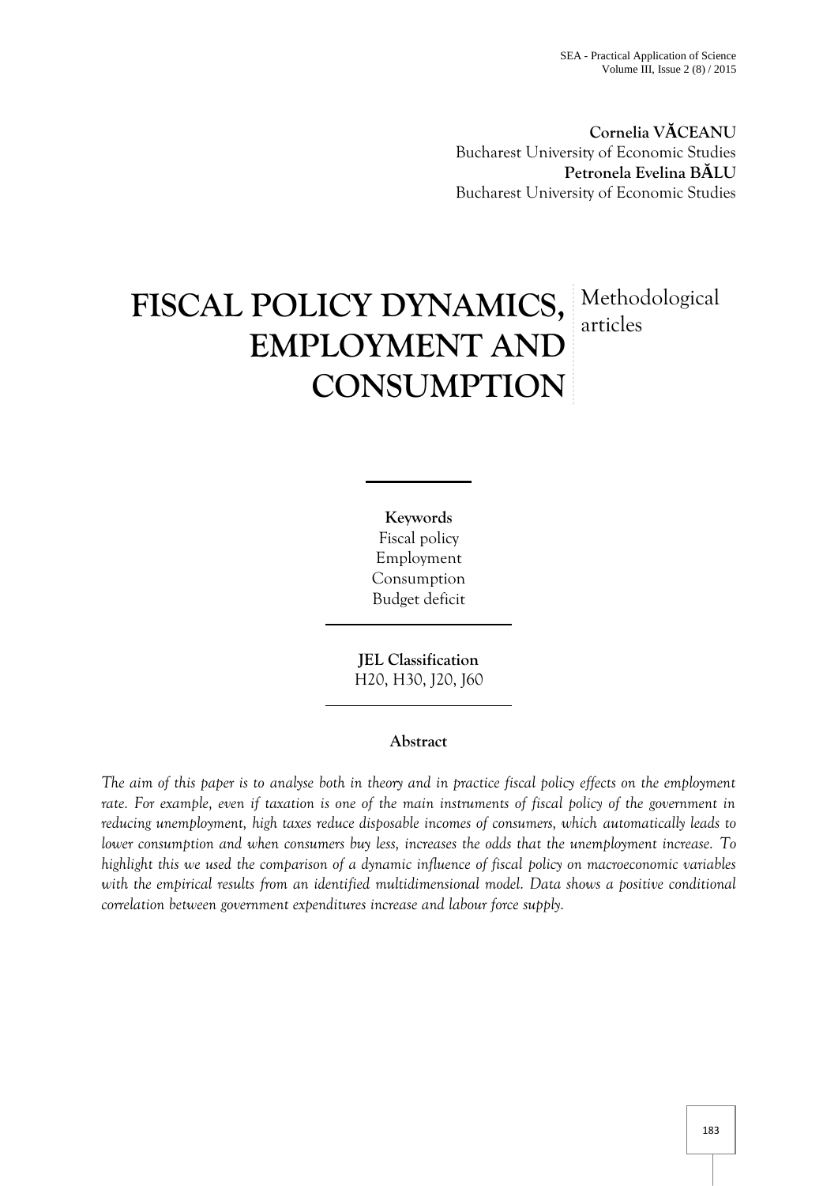**Cornelia VĂCEANU**
Bucharest University of Economic Studies
**Petronela Evelina BĂLU**
Bucharest University of Economic Studies

# FISCAL POLICY DYNAMICS, EMPLOYMENT AND CONSUMPTION

Methodological articles

**Keywords**
Fiscal policy
Employment
Consumption
Budget deficit

**JEL Classification**
H20, H30, J20, J60

**Abstract**

*The aim of this paper is to analyse both in theory and in practice fiscal policy effects on the employment rate. For example, even if taxation is one of the main instruments of fiscal policy of the government in reducing unemployment, high taxes reduce disposable incomes of consumers, which automatically leads to lower consumption and when consumers buy less, increases the odds that the unemployment increase. To highlight this we used the comparison of a dynamic influence of fiscal policy on macroeconomic variables with the empirical results from an identified multidimensional model. Data shows a positive conditional correlation between government expenditures increase and labour force supply.*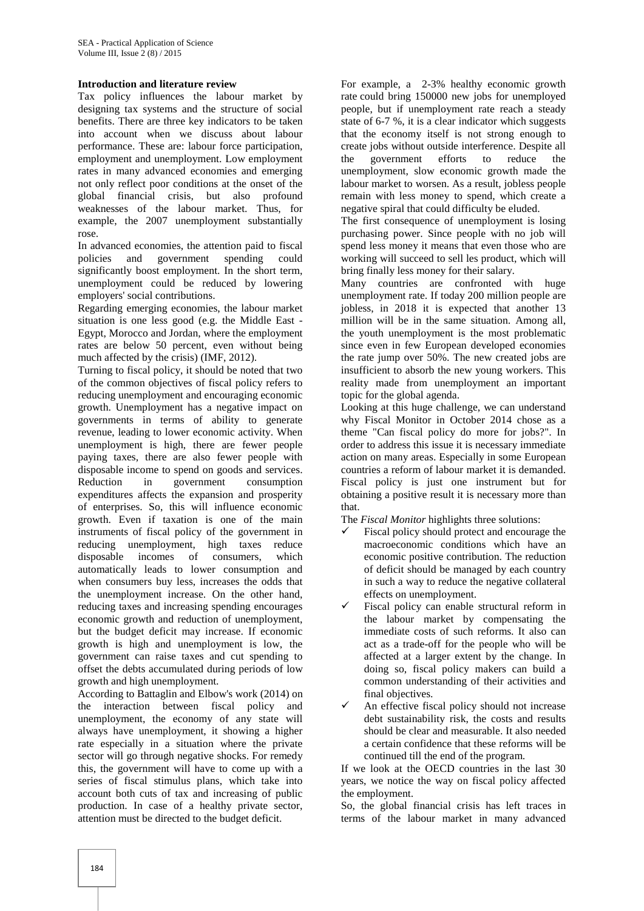**Introduction and literature review**

Tax policy influences the labour market by designing tax systems and the structure of social benefits. There are three key indicators to be taken into account when we discuss about labour performance. These are: labour force participation, employment and unemployment. Low employment rates in many advanced economies and emerging not only reflect poor conditions at the onset of the global financial crisis, but also profound weaknesses of the labour market. Thus, for example, the 2007 unemployment substantially rose.

In advanced economies, the attention paid to fiscal policies and government spending could significantly boost employment. In the short term, unemployment could be reduced by lowering employers' social contributions.

Regarding emerging economies, the labour market situation is one less good (e.g. the Middle East - Egypt, Morocco and Jordan, where the employment rates are below 50 percent, even without being much affected by the crisis) (IMF, 2012).

Turning to fiscal policy, it should be noted that two of the common objectives of fiscal policy refers to reducing unemployment and encouraging economic growth. Unemployment has a negative impact on governments in terms of ability to generate revenue, leading to lower economic activity. When unemployment is high, there are fewer people paying taxes, there are also fewer people with disposable income to spend on goods and services. Reduction in government consumption expenditures affects the expansion and prosperity of enterprises. So, this will influence economic growth. Even if taxation is one of the main instruments of fiscal policy of the government in reducing unemployment, high taxes reduce disposable incomes of consumers, which automatically leads to lower consumption and when consumers buy less, increases the odds that the unemployment increase. On the other hand, reducing taxes and increasing spending encourages economic growth and reduction of unemployment, but the budget deficit may increase. If economic growth is high and unemployment is low, the government can raise taxes and cut spending to offset the debts accumulated during periods of low growth and high unemployment.

According to Battaglin and Elbow's work (2014) on the interaction between fiscal policy and unemployment, the economy of any state will always have unemployment, it showing a higher rate especially in a situation where the private sector will go through negative shocks. For remedy this, the government will have to come up with a series of fiscal stimulus plans, which take into account both cuts of tax and increasing of public production. In case of a healthy private sector, attention must be directed to the budget deficit.

For example, a 2-3% healthy economic growth rate could bring 150000 new jobs for unemployed people, but if unemployment rate reach a steady state of 6-7 %, it is a clear indicator which suggests that the economy itself is not strong enough to create jobs without outside interference. Despite all the government efforts to reduce the unemployment, slow economic growth made the labour market to worsen. As a result, jobless people remain with less money to spend, which create a negative spiral that could difficulty be eluded.

The first consequence of unemployment is losing purchasing power. Since people with no job will spend less money it means that even those who are working will succeed to sell les product, which will bring finally less money for their salary.

Many countries are confronted with huge unemployment rate. If today 200 million people are jobless, in 2018 it is expected that another 13 million will be in the same situation. Among all, the youth unemployment is the most problematic since even in few European developed economies the rate jump over 50%. The new created jobs are insufficient to absorb the new young workers. This reality made from unemployment an important topic for the global agenda.

Looking at this huge challenge, we can understand why Fiscal Monitor in October 2014 chose as a theme "Can fiscal policy do more for jobs?". In order to address this issue it is necessary immediate action on many areas. Especially in some European countries a reform of labour market it is demanded. Fiscal policy is just one instrument but for obtaining a positive result it is necessary more than that.

The *Fiscal Monitor* highlights three solutions:

- ✓ Fiscal policy should protect and encourage the macroeconomic conditions which have an economic positive contribution. The reduction of deficit should be managed by each country in such a way to reduce the negative collateral effects on unemployment.
- ✓ Fiscal policy can enable structural reform in the labour market by compensating the immediate costs of such reforms. It also can act as a trade-off for the people who will be affected at a larger extent by the change. In doing so, fiscal policy makers can build a common understanding of their activities and final objectives.
- ✓ An effective fiscal policy should not increase debt sustainability risk, the costs and results should be clear and measurable. It also needed a certain confidence that these reforms will be continued till the end of the program.

If we look at the OECD countries in the last 30 years, we notice the way on fiscal policy affected the employment.

So, the global financial crisis has left traces in terms of the labour market in many advanced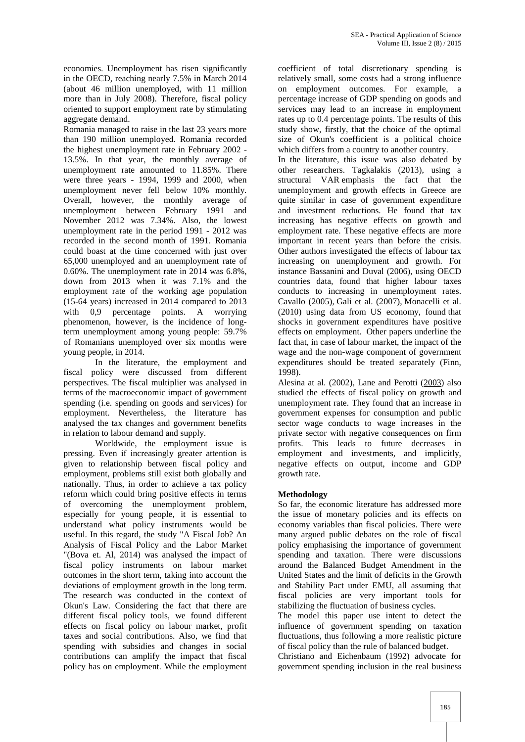economies. Unemployment has risen significantly in the OECD, reaching nearly 7.5% in March 2014 (about 46 million unemployed, with 11 million more than in July 2008). Therefore, fiscal policy oriented to support employment rate by stimulating aggregate demand.

Romania managed to raise in the last 23 years more than 190 million unemployed. Romania recorded the highest unemployment rate in February 2002 - 13.5%. In that year, the monthly average of unemployment rate amounted to 11.85%. There were three years - 1994, 1999 and 2000, when unemployment never fell below 10% monthly. Overall, however, the monthly average of unemployment between February 1991 and November 2012 was 7.34%. Also, the lowest unemployment rate in the period 1991 - 2012 was recorded in the second month of 1991. Romania could boast at the time concerned with just over 65,000 unemployed and an unemployment rate of 0.60%. The unemployment rate in 2014 was 6.8%, down from 2013 when it was 7.1% and the employment rate of the working age population (15-64 years) increased in 2014 compared to 2013 with 0,9 percentage points. A worrying phenomenon, however, is the incidence of long-term unemployment among young people: 59.7% of Romanians unemployed over six months were young people, in 2014.

In the literature, the employment and fiscal policy were discussed from different perspectives. The fiscal multiplier was analysed in terms of the macroeconomic impact of government spending (i.e. spending on goods and services) for employment. Nevertheless, the literature has analysed the tax changes and government benefits in relation to labour demand and supply.

Worldwide, the employment issue is pressing. Even if increasingly greater attention is given to relationship between fiscal policy and employment, problems still exist both globally and nationally. Thus, in order to achieve a tax policy reform which could bring positive effects in terms of overcoming the unemployment problem, especially for young people, it is essential to understand what policy instruments would be useful. In this regard, the study "A Fiscal Job? An Analysis of Fiscal Policy and the Labor Market "(Bova et. Al, 2014) was analysed the impact of fiscal policy instruments on labour market outcomes in the short term, taking into account the deviations of employment growth in the long term. The research was conducted in the context of Okun's Law. Considering the fact that there are different fiscal policy tools, we found different effects on fiscal policy on labour market, profit taxes and social contributions. Also, we find that spending with subsidies and changes in social contributions can amplify the impact that fiscal policy has on employment. While the employment coefficient of total discretionary spending is relatively small, some costs had a strong influence on employment outcomes. For example, a percentage increase of GDP spending on goods and services may lead to an increase in employment rates up to 0.4 percentage points. The results of this study show, firstly, that the choice of the optimal size of Okun's coefficient is a political choice which differs from a country to another country.

In the literature, this issue was also debated by other researchers. Tagkalakis (2013), using a structural VAR emphasis the fact that the unemployment and growth effects in Greece are quite similar in case of government expenditure and investment reductions. He found that tax increasing has negative effects on growth and employment rate. These negative effects are more important in recent years than before the crisis. Other authors investigated the effects of labour tax increasing on unemployment and growth. For instance Bassanini and Duval (2006), using OECD countries data, found that higher labour taxes conducts to increasing in unemployment rates. Cavallo (2005), Gali et al. (2007), Monacelli et al. (2010) using data from US economy, found that shocks in government expenditures have positive effects on employment. Other papers underline the fact that, in case of labour market, the impact of the wage and the non-wage component of government expenditures should be treated separately (Finn, 1998).

Alesina at al. (2002), Lane and Perotti (2003) also studied the effects of fiscal policy on growth and unemployment rate. They found that an increase in government expenses for consumption and public sector wage conducts to wage increases in the private sector with negative consequences on firm profits. This leads to future decreases in employment and investments, and implicitly, negative effects on output, income and GDP growth rate.

## Methodology

So far, the economic literature has addressed more the issue of monetary policies and its effects on economy variables than fiscal policies. There were many argued public debates on the role of fiscal policy emphasising the importance of government spending and taxation. There were discussions around the Balanced Budget Amendment in the United States and the limit of deficits in the Growth and Stability Pact under EMU, all assuming that fiscal policies are very important tools for stabilizing the fluctuation of business cycles.

The model this paper use intent to detect the influence of government spending on taxation fluctuations, thus following a more realistic picture of fiscal policy than the rule of balanced budget.

Christiano and Eichenbaum (1992) advocate for government spending inclusion in the real business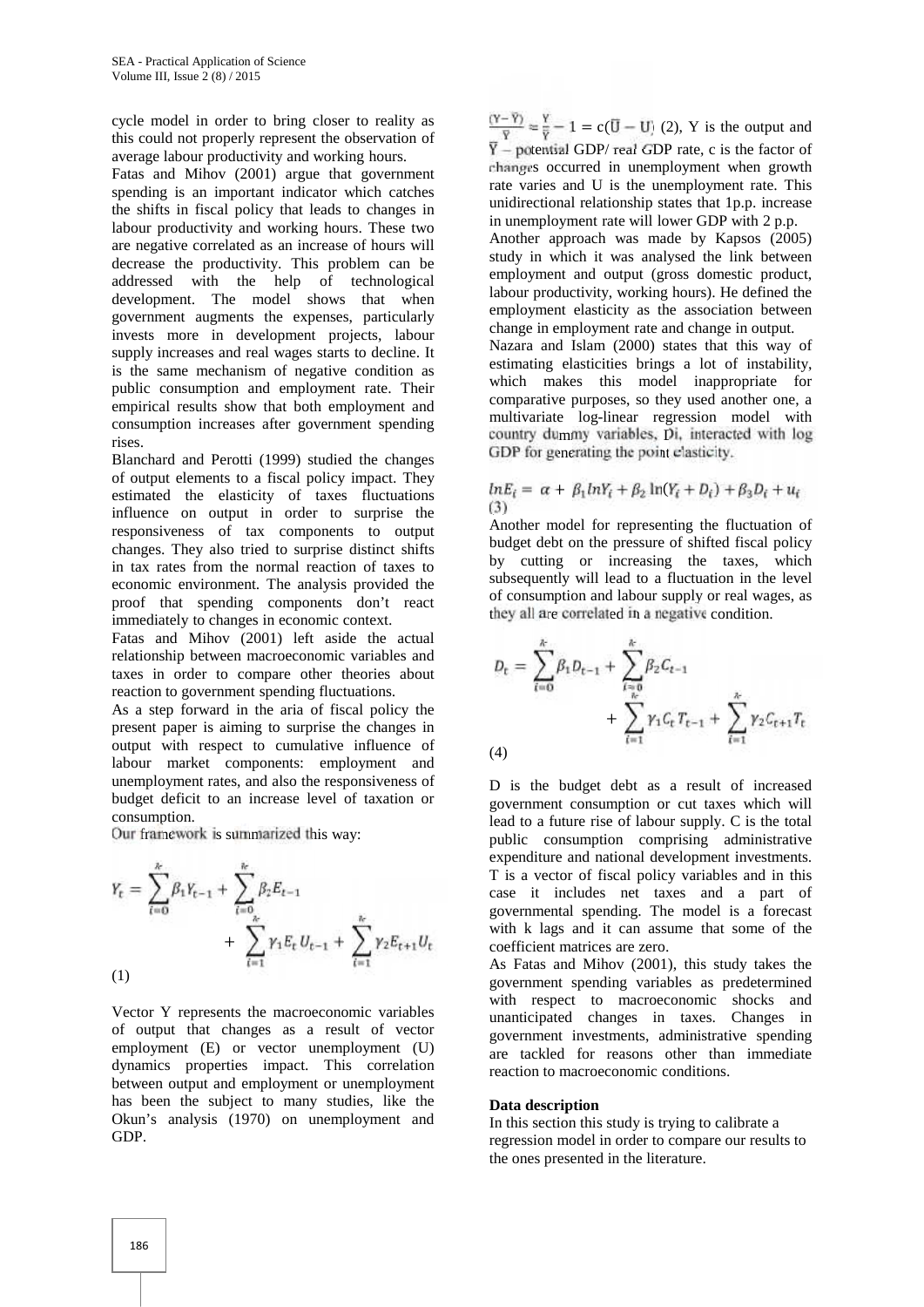cycle model in order to bring closer to reality as this could not properly represent the observation of average labour productivity and working hours.

Fatas and Mihov (2001) argue that government spending is an important indicator which catches the shifts in fiscal policy that leads to changes in labour productivity and working hours. These two are negative correlated as an increase of hours will decrease the productivity. This problem can be addressed with the help of technological development. The model shows that when government augments the expenses, particularly invests more in development projects, labour supply increases and real wages starts to decline. It is the same mechanism of negative condition as public consumption and employment rate. Their empirical results show that both employment and consumption increases after government spending rises.

Blanchard and Perotti (1999) studied the changes of output elements to a fiscal policy impact. They estimated the elasticity of taxes fluctuations influence on output in order to surprise the responsiveness of tax components to output changes. They also tried to surprise distinct shifts in tax rates from the normal reaction of taxes to economic environment. The analysis provided the proof that spending components don't react immediately to changes in economic context.

Fatas and Mihov (2001) left aside the actual relationship between macroeconomic variables and taxes in order to compare other theories about reaction to government spending fluctuations.

As a step forward in the aria of fiscal policy the present paper is aiming to surprise the changes in output with respect to cumulative influence of labour market components: employment and unemployment rates, and also the responsiveness of budget deficit to an increase level of taxation or consumption.

Our framework is summarized this way:

$$Y_t = \sum_{i=0}^{k} \beta_1 Y_{t-1} + \sum_{i=0}^{k} \beta_2 E_{t-1} + \sum_{i=1}^{k} \gamma_1 E_t U_{t-1} + \sum_{i=1}^{k} \gamma_2 E_{t+1} U_t$$

(1)

Vector Y represents the macroeconomic variables of output that changes as a result of vector employment (E) or vector unemployment (U) dynamics properties impact. This correlation between output and employment or unemployment has been the subject to many studies, like the Okun's analysis (1970) on unemployment and GDP.

$\frac{(Y-\bar{Y})}{\bar{Y}} \approx \frac{Y}{\bar{Y}} - 1 = c(\bar{U} - U)$ (2), Y is the output and $\bar{Y}$ – potential GDP/ real GDP rate, c is the factor of changes occurred in unemployment when growth rate varies and U is the unemployment rate. This unidirectional relationship states that 1p.p. increase in unemployment rate will lower GDP with 2 p.p.

Another approach was made by Kapsos (2005) study in which it was analysed the link between employment and output (gross domestic product, labour productivity, working hours). He defined the employment elasticity as the association between change in employment rate and change in output.

Nazara and Islam (2000) states that this way of estimating elasticities brings a lot of instability, which makes this model inappropriate for comparative purposes, so they used another one, a multivariate log-linear regression model with country dummy variables, Di, interacted with log GDP for generating the point elasticity.

$$lnE_i = \alpha + \beta_1 lnY_i + \beta_2 \ln(Y_i + D_i) + \beta_3 D_i + u_i$$

(3)

Another model for representing the fluctuation of budget debt on the pressure of shifted fiscal policy by cutting or increasing the taxes, which subsequently will lead to a fluctuation in the level of consumption and labour supply or real wages, as they all are correlated in a negative condition.

$$D_t = \sum_{i=0}^{k} \beta_1 D_{t-1} + \sum_{i=0}^{k} \beta_2 C_{t-1} + \sum_{i=1}^{k} \gamma_1 C_t T_{t-1} + \sum_{i=1}^{k} \gamma_2 C_{t+1} T_t$$

(4)

D is the budget debt as a result of increased government consumption or cut taxes which will lead to a future rise of labour supply. C is the total public consumption comprising administrative expenditure and national development investments. T is a vector of fiscal policy variables and in this case it includes net taxes and a part of governmental spending. The model is a forecast with k lags and it can assume that some of the coefficient matrices are zero.

As Fatas and Mihov (2001), this study takes the government spending variables as predetermined with respect to macroeconomic shocks and unanticipated changes in taxes. Changes in government investments, administrative spending are tackled for reasons other than immediate reaction to macroeconomic conditions.

**Data description**

In this section this study is trying to calibrate a regression model in order to compare our results to the ones presented in the literature.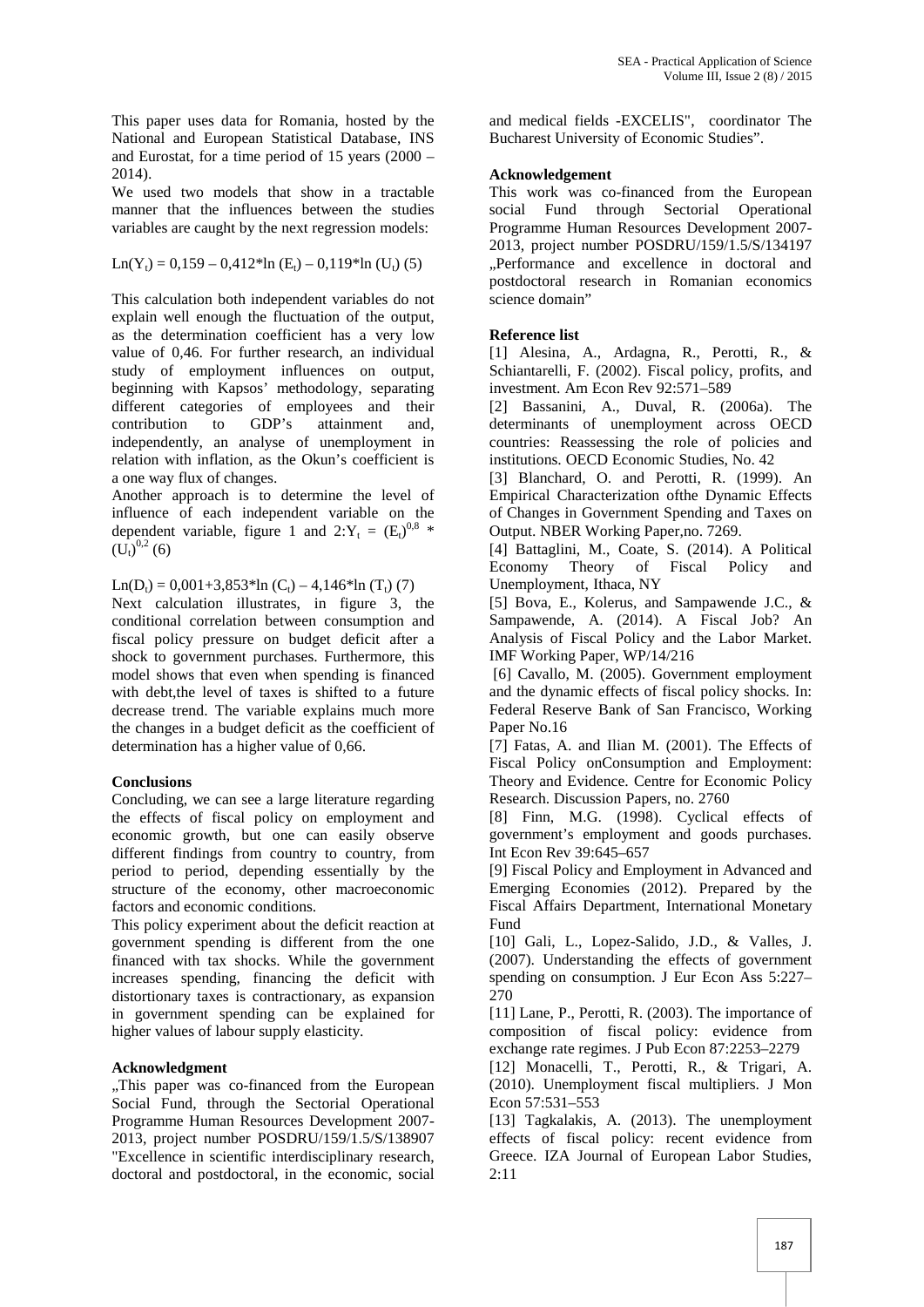This paper uses data for Romania, hosted by the National and European Statistical Database, INS and Eurostat, for a time period of 15 years (2000 – 2014).

We used two models that show in a tractable manner that the influences between the studies variables are caught by the next regression models:

$$Ln(Y_t) = 0{,}159 - 0{,}412*\ln(E_t) - 0{,}119*\ln(U_t) \quad (5)$$

This calculation both independent variables do not explain well enough the fluctuation of the output, as the determination coefficient has a very low value of 0,46. For further research, an individual study of employment influences on output, beginning with Kapsos' methodology, separating different categories of employees and their contribution to GDP's attainment and, independently, an analyse of unemployment in relation with inflation, as the Okun's coefficient is a one way flux of changes.

Another approach is to determine the level of influence of each independent variable on the dependent variable, figure 1 and 2: $Y_t = (E_t)^{0,8} * (U_t)^{0,2}$ (6)

$$Ln(D_t) = 0{,}001 + 3{,}853*\ln(C_t) - 4{,}146*\ln(T_t) \quad (7)$$

Next calculation illustrates, in figure 3, the conditional correlation between consumption and fiscal policy pressure on budget deficit after a shock to government purchases. Furthermore, this model shows that even when spending is financed with debt,the level of taxes is shifted to a future decrease trend. The variable explains much more the changes in a budget deficit as the coefficient of determination has a higher value of 0,66.

## Conclusions

Concluding, we can see a large literature regarding the effects of fiscal policy on employment and economic growth, but one can easily observe different findings from country to country, from period to period, depending essentially by the structure of the economy, other macroeconomic factors and economic conditions.

This policy experiment about the deficit reaction at government spending is different from the one financed with tax shocks. While the government increases spending, financing the deficit with distortionary taxes is contractionary, as expansion in government spending can be explained for higher values of labour supply elasticity.

## Acknowledgment

„This paper was co-financed from the European Social Fund, through the Sectorial Operational Programme Human Resources Development 2007-2013, project number POSDRU/159/1.5/S/138907 "Excellence in scientific interdisciplinary research, doctoral and postdoctoral, in the economic, social and medical fields -EXCELIS", coordinator The Bucharest University of Economic Studies".

## Acknowledgement

This work was co-financed from the European social Fund through Sectorial Operational Programme Human Resources Development 2007-2013, project number POSDRU/159/1.5/S/134197 „Performance and excellence in doctoral and postdoctoral research in Romanian economics science domain"

## Reference list

[1] Alesina, A., Ardagna, R., Perotti, R., & Schiantarelli, F. (2002). Fiscal policy, profits, and investment. Am Econ Rev 92:571–589

[2] Bassanini, A., Duval, R. (2006a). The determinants of unemployment across OECD countries: Reassessing the role of policies and institutions. OECD Economic Studies, No. 42

[3] Blanchard, O. and Perotti, R. (1999). An Empirical Characterization ofthe Dynamic Effects of Changes in Government Spending and Taxes on Output. NBER Working Paper,no. 7269.

[4] Battaglini, M., Coate, S. (2014). A Political Economy Theory of Fiscal Policy and Unemployment, Ithaca, NY

[5] Bova, E., Kolerus, and Sampawende J.C., & Sampawende, A. (2014). A Fiscal Job? An Analysis of Fiscal Policy and the Labor Market. IMF Working Paper, WP/14/216

[6] Cavallo, M. (2005). Government employment and the dynamic effects of fiscal policy shocks. In: Federal Reserve Bank of San Francisco, Working Paper No.16

[7] Fatas, A. and Ilian M. (2001). The Effects of Fiscal Policy onConsumption and Employment: Theory and Evidence. Centre for Economic Policy Research. Discussion Papers, no. 2760

[8] Finn, M.G. (1998). Cyclical effects of government's employment and goods purchases. Int Econ Rev 39:645–657

[9] Fiscal Policy and Employment in Advanced and Emerging Economies (2012). Prepared by the Fiscal Affairs Department, International Monetary Fund

[10] Gali, L., Lopez-Salido, J.D., & Valles, J. (2007). Understanding the effects of government spending on consumption. J Eur Econ Ass 5:227–270

[11] Lane, P., Perotti, R. (2003). The importance of composition of fiscal policy: evidence from exchange rate regimes. J Pub Econ 87:2253–2279

[12] Monacelli, T., Perotti, R., & Trigari, A. (2010). Unemployment fiscal multipliers. J Mon Econ 57:531–553

[13] Tagkalakis, A. (2013). The unemployment effects of fiscal policy: recent evidence from Greece. IZA Journal of European Labor Studies, 2:11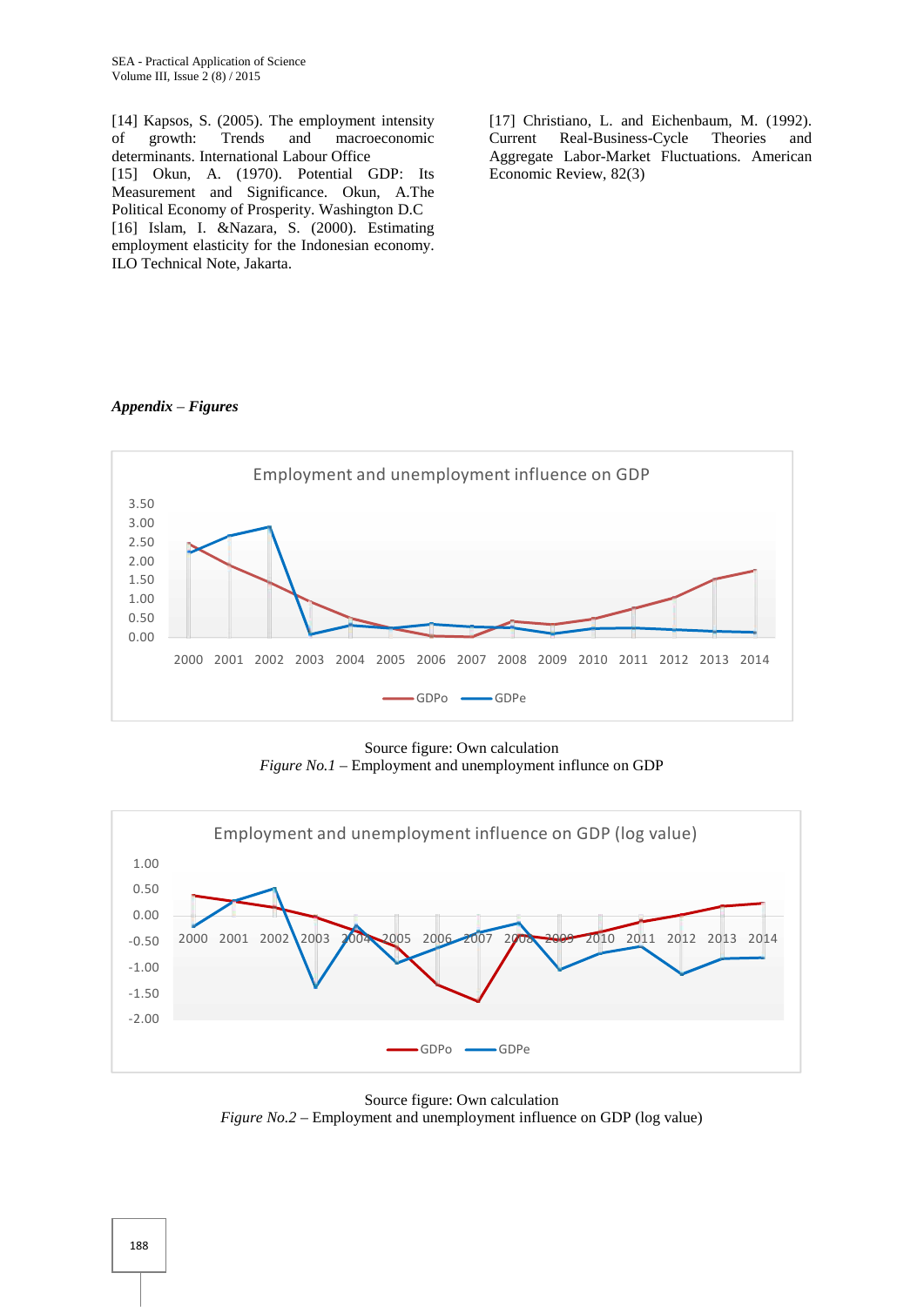[14] Kapsos, S. (2005). The employment intensity of growth: Trends and macroeconomic determinants. International Labour Office

[15] Okun, A. (1970). Potential GDP: Its Measurement and Significance. Okun, A.The Political Economy of Prosperity. Washington D.C

[16] Islam, I. &Nazara, S. (2000). Estimating employment elasticity for the Indonesian economy. ILO Technical Note, Jakarta.

[17] Christiano, L. and Eichenbaum, M. (1992). Current Real-Business-Cycle Theories and Aggregate Labor-Market Fluctuations. American Economic Review, 82(3)

***Appendix – Figures***

Source figure: Own calculation

*Figure No.1* – Employment and unemployment influence on GDP

Source figure: Own calculation

*Figure No.2* – Employment and unemployment influence on GDP (log value)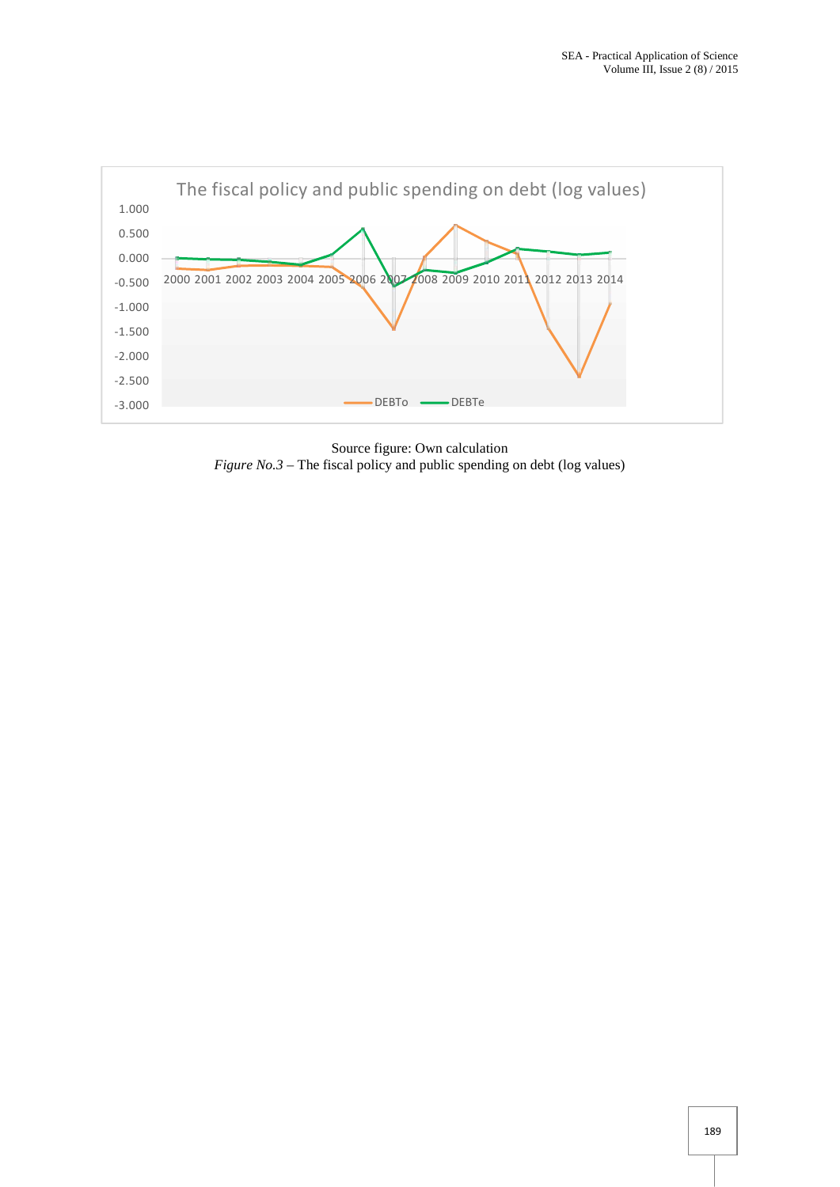The fiscal policy and public spending on debt (log values)

1.000
0.500
0.000
-0.500
-1.000
-1.500
-2.000
-2.500
-3.000

2000 2001 2002 2003 2004 2005 2006 2007 2008 2009 2010 2011 2012 2013 2014

DEBTo DEBTe

Source figure: Own calculation

*Figure No.3* – The fiscal policy and public spending on debt (log values)